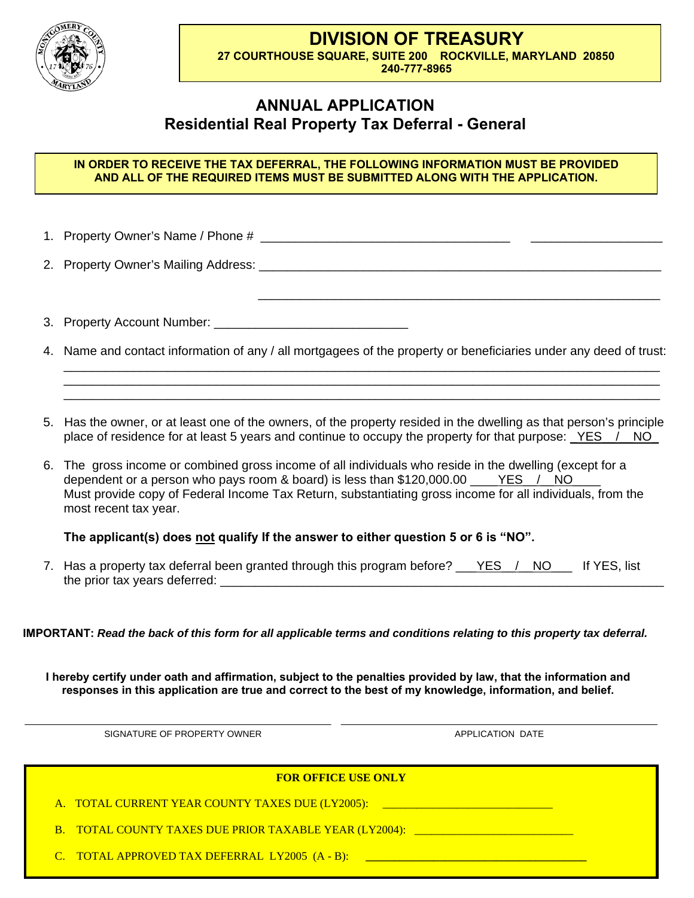# DIVISION OF TREASURY

**27 COURTHOUSE SQUARE, SUITE 200 ROCKVILLE, MARYLAND 20850**
**240-777-8965**

## ANNUAL APPLICATION
## Residential Real Property Tax Deferral - General

**IN ORDER TO RECEIVE THE TAX DEFERRAL, THE FOLLOWING INFORMATION MUST BE PROVIDED AND ALL OF THE REQUIRED ITEMS MUST BE SUBMITTED ALONG WITH THE APPLICATION.**

1. Property Owner's Name / Phone # ____________________________________ __________________

2. Property Owner's Mailing Address: ____________________________________________________________
 ____________________________________________________________

3. Property Account Number: ____________________________

4. Name and contact information of any / all mortgagees of the property or beneficiaries under any deed of trust:
 ________________________________________________________________________________
 ________________________________________________________________________________
 ________________________________________________________________________________

5. Has the owner, or at least one of the owners, of the property resided in the dwelling as that person's principle place of residence for at least 5 years and continue to occupy the property for that purpose: _YES / NO_

6. The gross income or combined gross income of all individuals who reside in the dwelling (except for a dependent or a person who pays room & board) is less than $120,000.00 ____YES / NO____
 Must provide copy of Federal Income Tax Return, substantiating gross income for all individuals, from the most recent tax year.

 **The applicant(s) does not qualify If the answer to either question 5 or 6 is "NO".**

7. Has a property tax deferral been granted through this program before? ___YES / NO___ If YES, list the prior tax years deferred: ____________________________________________________________

**IMPORTANT:** ***Read the back of this form for all applicable terms and conditions relating to this property tax deferral.***

**I hereby certify under oath and affirmation, subject to the penalties provided by law, that the information and responses in this application are true and correct to the best of my knowledge, information, and belief.**

______________________________________________ ______________________________________________
SIGNATURE OF PROPERTY OWNER APPLICATION DATE

**FOR OFFICE USE ONLY**

A. TOTAL CURRENT YEAR COUNTY TAXES DUE (LY2005): ____________________________

B. TOTAL COUNTY TAXES DUE PRIOR TAXABLE YEAR (LY2004): ____________________________

C. TOTAL APPROVED TAX DEFERRAL LY2005 (A - B): ____________________________________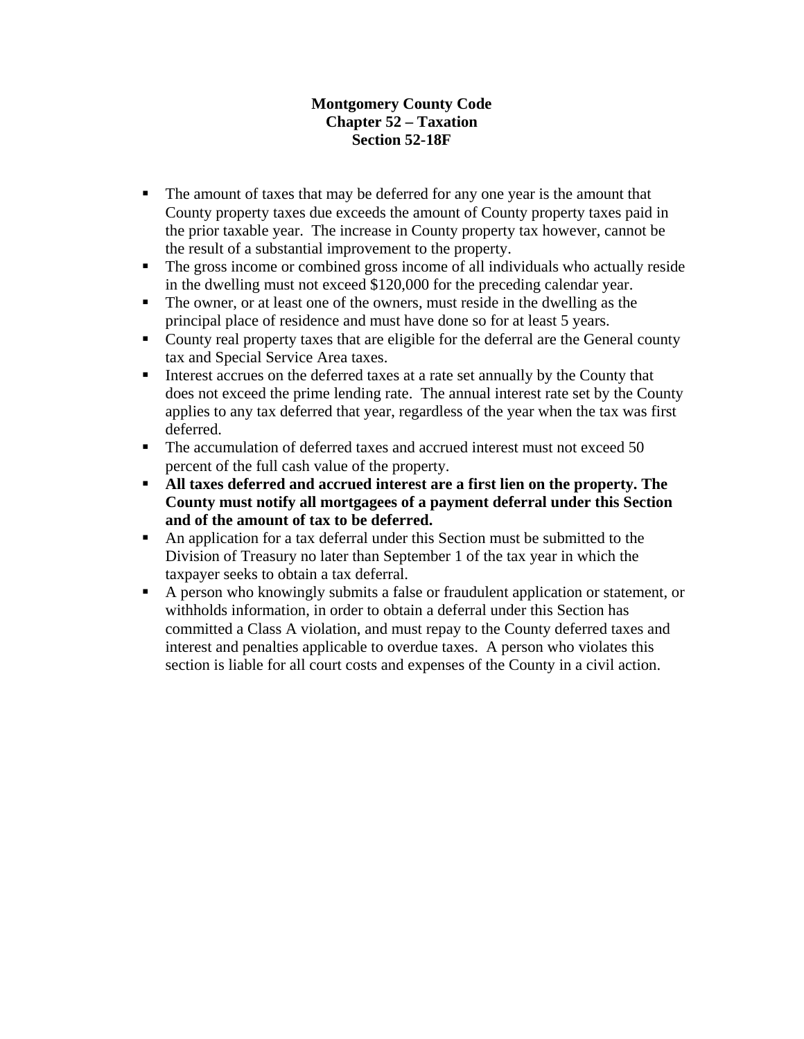**Montgomery County Code**
**Chapter 52 – Taxation**
**Section 52-18F**

- The amount of taxes that may be deferred for any one year is the amount that County property taxes due exceeds the amount of County property taxes paid in the prior taxable year. The increase in County property tax however, cannot be the result of a substantial improvement to the property.
- The gross income or combined gross income of all individuals who actually reside in the dwelling must not exceed $120,000 for the preceding calendar year.
- The owner, or at least one of the owners, must reside in the dwelling as the principal place of residence and must have done so for at least 5 years.
- County real property taxes that are eligible for the deferral are the General county tax and Special Service Area taxes.
- Interest accrues on the deferred taxes at a rate set annually by the County that does not exceed the prime lending rate. The annual interest rate set by the County applies to any tax deferred that year, regardless of the year when the tax was first deferred.
- The accumulation of deferred taxes and accrued interest must not exceed 50 percent of the full cash value of the property.
- **All taxes deferred and accrued interest are a first lien on the property. The County must notify all mortgagees of a payment deferral under this Section and of the amount of tax to be deferred.**
- An application for a tax deferral under this Section must be submitted to the Division of Treasury no later than September 1 of the tax year in which the taxpayer seeks to obtain a tax deferral.
- A person who knowingly submits a false or fraudulent application or statement, or withholds information, in order to obtain a deferral under this Section has committed a Class A violation, and must repay to the County deferred taxes and interest and penalties applicable to overdue taxes. A person who violates this section is liable for all court costs and expenses of the County in a civil action.